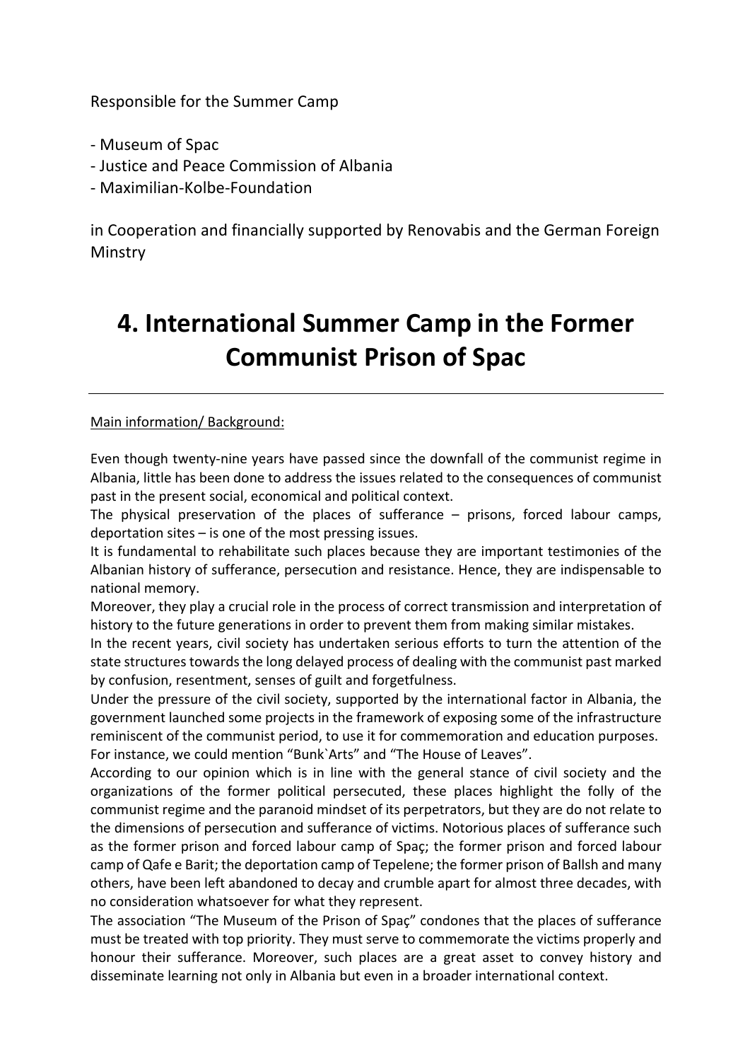Responsible for the Summer Camp

- Museum of Spac
- Justice and Peace Commission of Albania
- Maximilian-Kolbe-Foundation

in Cooperation and financially supported by Renovabis and the German Foreign Minstry

# 4. International Summer Camp in the Former Communist Prison of Spac

---

Main information/ Background:

Even though twenty-nine years have passed since the downfall of the communist regime in Albania, little has been done to address the issues related to the consequences of communist past in the present social, economical and political context.
The physical preservation of the places of sufferance – prisons, forced labour camps, deportation sites – is one of the most pressing issues.
It is fundamental to rehabilitate such places because they are important testimonies of the Albanian history of sufferance, persecution and resistance. Hence, they are indispensable to national memory.
Moreover, they play a crucial role in the process of correct transmission and interpretation of history to the future generations in order to prevent them from making similar mistakes.
In the recent years, civil society has undertaken serious efforts to turn the attention of the state structures towards the long delayed process of dealing with the communist past marked by confusion, resentment, senses of guilt and forgetfulness.
Under the pressure of the civil society, supported by the international factor in Albania, the government launched some projects in the framework of exposing some of the infrastructure reminiscent of the communist period, to use it for commemoration and education purposes. For instance, we could mention “Bunk`Arts” and “The House of Leaves”.
According to our opinion which is in line with the general stance of civil society and the organizations of the former political persecuted, these places highlight the folly of the communist regime and the paranoid mindset of its perpetrators, but they are do not relate to the dimensions of persecution and sufferance of victims. Notorious places of sufferance such as the former prison and forced labour camp of Spaç; the former prison and forced labour camp of Qafe e Barit; the deportation camp of Tepelene; the former prison of Ballsh and many others, have been left abandoned to decay and crumble apart for almost three decades, with no consideration whatsoever for what they represent.
The association “The Museum of the Prison of Spaç” condones that the places of sufferance must be treated with top priority. They must serve to commemorate the victims properly and honour their sufferance. Moreover, such places are a great asset to convey history and disseminate learning not only in Albania but even in a broader international context.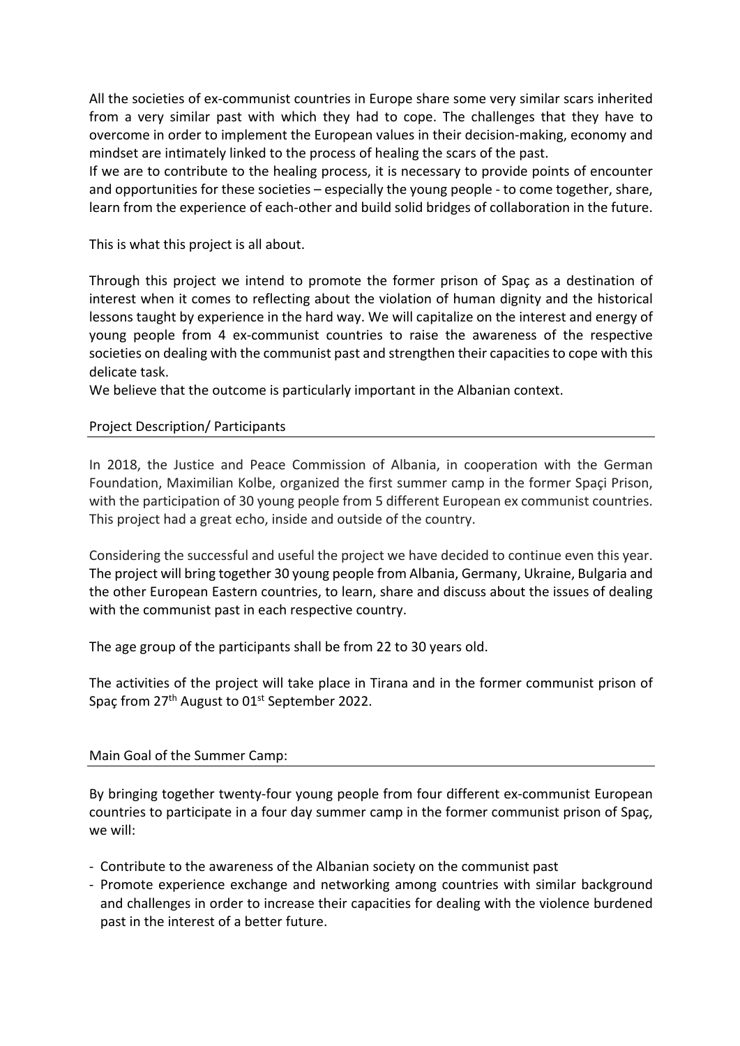All the societies of ex-communist countries in Europe share some very similar scars inherited from a very similar past with which they had to cope. The challenges that they have to overcome in order to implement the European values in their decision-making, economy and mindset are intimately linked to the process of healing the scars of the past.

If we are to contribute to the healing process, it is necessary to provide points of encounter and opportunities for these societies – especially the young people - to come together, share, learn from the experience of each-other and build solid bridges of collaboration in the future.

This is what this project is all about.

Through this project we intend to promote the former prison of Spaç as a destination of interest when it comes to reflecting about the violation of human dignity and the historical lessons taught by experience in the hard way. We will capitalize on the interest and energy of young people from 4 ex-communist countries to raise the awareness of the respective societies on dealing with the communist past and strengthen their capacities to cope with this delicate task.

We believe that the outcome is particularly important in the Albanian context.

## Project Description/ Participants

In 2018, the Justice and Peace Commission of Albania, in cooperation with the German Foundation, Maximilian Kolbe, organized the first summer camp in the former Spaçi Prison, with the participation of 30 young people from 5 different European ex communist countries. This project had a great echo, inside and outside of the country.

Considering the successful and useful the project we have decided to continue even this year. The project will bring together 30 young people from Albania, Germany, Ukraine, Bulgaria and the other European Eastern countries, to learn, share and discuss about the issues of dealing with the communist past in each respective country.

The age group of the participants shall be from 22 to 30 years old.

The activities of the project will take place in Tirana and in the former communist prison of Spaç from 27th August to 01st September 2022.

## Main Goal of the Summer Camp:

By bringing together twenty-four young people from four different ex-communist European countries to participate in a four day summer camp in the former communist prison of Spaç, we will:

- Contribute to the awareness of the Albanian society on the communist past
- Promote experience exchange and networking among countries with similar background and challenges in order to increase their capacities for dealing with the violence burdened past in the interest of a better future.